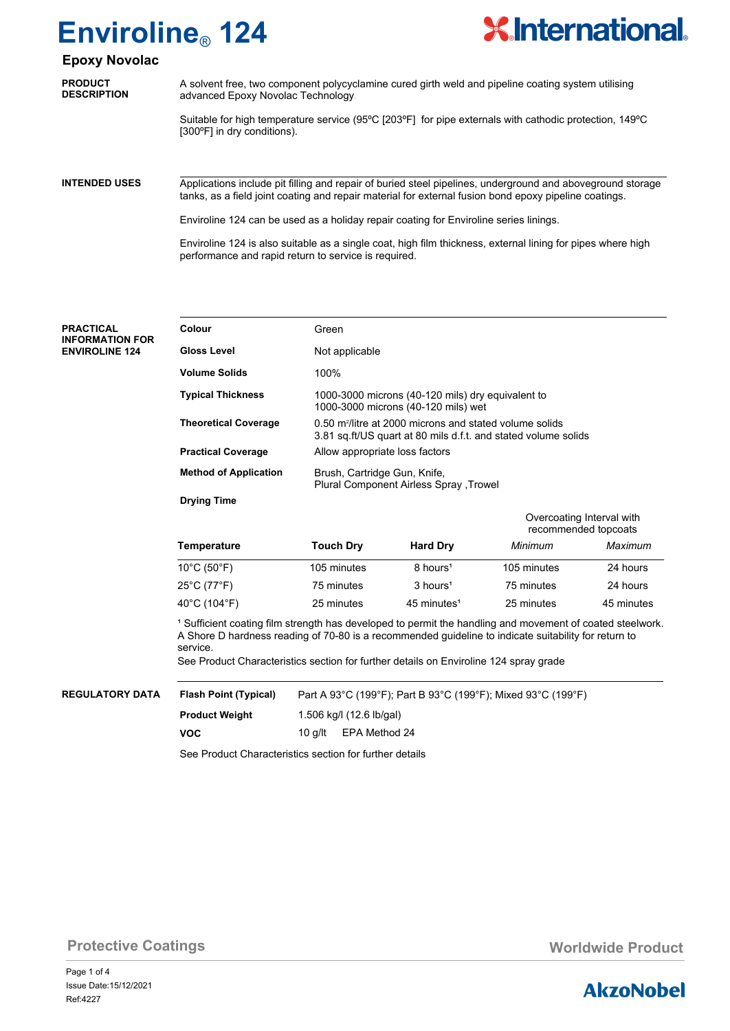# Enviroline® 124

## Epoxy Novolac

**PRODUCT DESCRIPTION**

A solvent free, two component polycyclamine cured girth weld and pipeline coating system utilising advanced Epoxy Novolac Technology

Suitable for high temperature service (95ºC [203ºF] for pipe externals with cathodic protection, 149ºC [300ºF] in dry conditions).

**INTENDED USES**

Applications include pit filling and repair of buried steel pipelines, underground and aboveground storage tanks, as a field joint coating and repair material for external fusion bond epoxy pipeline coatings.

Enviroline 124 can be used as a holiday repair coating for Enviroline series linings.

Enviroline 124 is also suitable as a single coat, high film thickness, external lining for pipes where high performance and rapid return to service is required.

**PRACTICAL INFORMATION FOR ENVIROLINE 124**

| | |
|---|---|
| **Colour** | Green |
| **Gloss Level** | Not applicable |
| **Volume Solids** | 100% |
| **Typical Thickness** | 1000-3000 microns (40-120 mils) dry equivalent to 1000-3000 microns (40-120 mils) wet |
| **Theoretical Coverage** | 0.50 m²/litre at 2000 microns and stated volume solids<br>3.81 sq.ft/US quart at 80 mils d.f.t. and stated volume solids |
| **Practical Coverage** | Allow appropriate loss factors |
| **Method of Application** | Brush, Cartridge Gun, Knife,<br>Plural Component Airless Spray ,Trowel |

**Drying Time**

| | | | Overcoating Interval with recommended topcoats | |
|---|---|---|---|---|
| **Temperature** | **Touch Dry** | **Hard Dry** | *Minimum* | *Maximum* |
| 10°C (50°F) | 105 minutes | 8 hours[1] | 105 minutes | 24 hours |
| 25°C (77°F) | 75 minutes | 3 hours[1] | 75 minutes | 24 hours |
| 40°C (104°F) | 25 minutes | 45 minutes[1] | 25 minutes | 45 minutes |

[1] Sufficient coating film strength has developed to permit the handling and movement of coated steelwork. A Shore D hardness reading of 70-80 is a recommended guideline to indicate suitability for return to service.

See Product Characteristics section for further details on Enviroline 124 spray grade

**REGULATORY DATA**

| | |
|---|---|
| **Flash Point (Typical)** | Part A 93°C (199°F); Part B 93°C (199°F); Mixed 93°C (199°F) |
| **Product Weight** | 1.506 kg/l (12.6 lb/gal) |
| **VOC** | 10 g/lt EPA Method 24 |

See Product Characteristics section for further details

Protective Coatings

Worldwide Product

Issue Date:15/12/2021

Ref:4227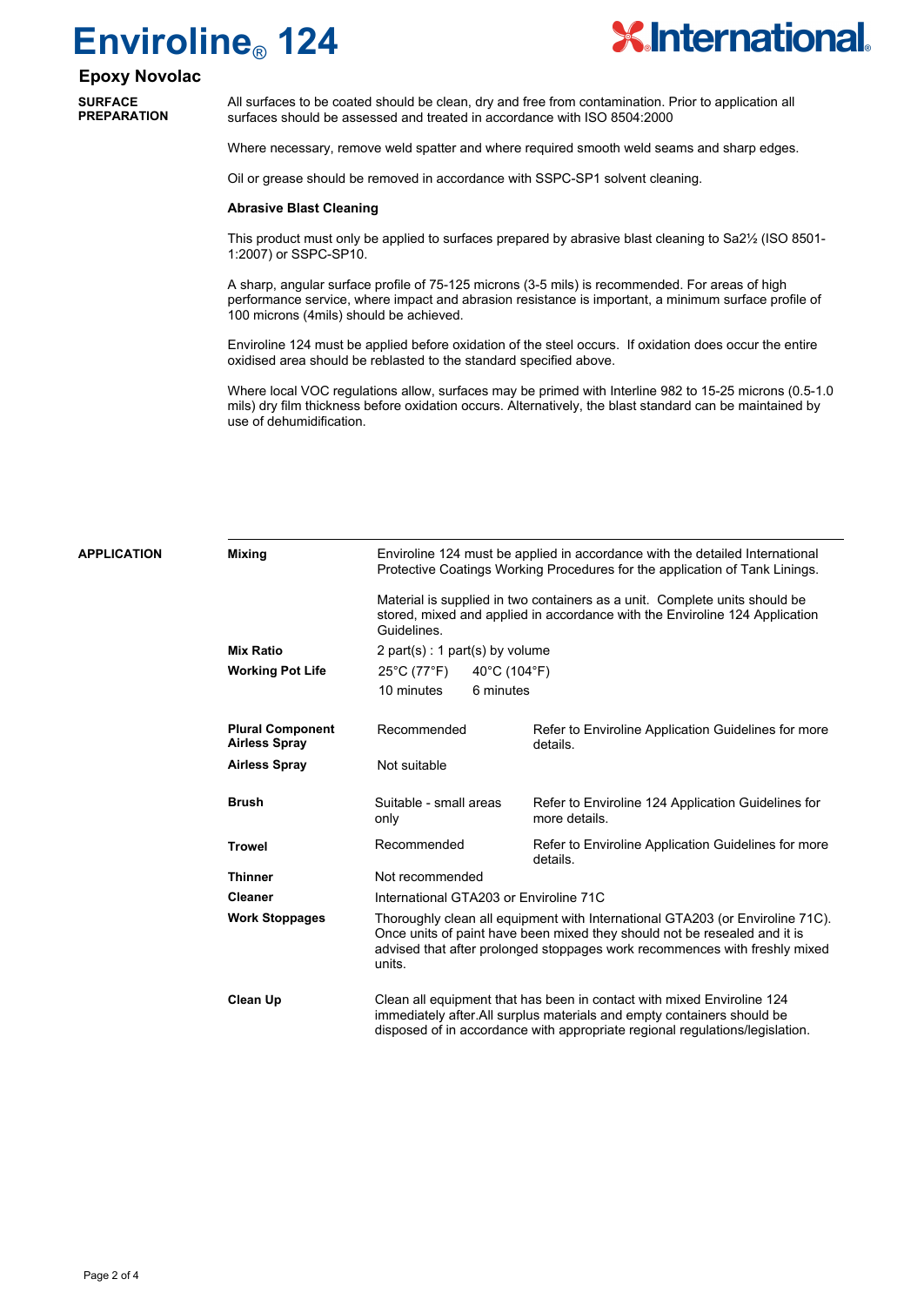# Enviroline® 124

## Epoxy Novolac

### SURFACE PREPARATION

All surfaces to be coated should be clean, dry and free from contamination. Prior to application all surfaces should be assessed and treated in accordance with ISO 8504:2000

Where necessary, remove weld spatter and where required smooth weld seams and sharp edges.

Oil or grease should be removed in accordance with SSPC-SP1 solvent cleaning.

**Abrasive Blast Cleaning**

This product must only be applied to surfaces prepared by abrasive blast cleaning to Sa2½ (ISO 8501-1:2007) or SSPC-SP10.

A sharp, angular surface profile of 75-125 microns (3-5 mils) is recommended. For areas of high performance service, where impact and abrasion resistance is important, a minimum surface profile of 100 microns (4mils) should be achieved.

Enviroline 124 must be applied before oxidation of the steel occurs. If oxidation does occur the entire oxidised area should be reblasted to the standard specified above.

Where local VOC regulations allow, surfaces may be primed with Interline 982 to 15-25 microns (0.5-1.0 mils) dry film thickness before oxidation occurs. Alternatively, the blast standard can be maintained by use of dehumidification.

### APPLICATION

| | | |
|---|---|---|
| **Mixing** | Enviroline 124 must be applied in accordance with the detailed International Protective Coatings Working Procedures for the application of Tank Linings.<br><br>Material is supplied in two containers as a unit. Complete units should be stored, mixed and applied in accordance with the Enviroline 124 Application Guidelines. | |
| **Mix Ratio** | 2 part(s) : 1 part(s) by volume | |
| **Working Pot Life** | 25°C (77°F): 10 minutes | 40°C (104°F): 6 minutes |
| **Plural Component Airless Spray** | Recommended | Refer to Enviroline Application Guidelines for more details. |
| **Airless Spray** | Not suitable | |
| **Brush** | Suitable - small areas only | Refer to Enviroline 124 Application Guidelines for more details. |
| **Trowel** | Recommended | Refer to Enviroline Application Guidelines for more details. |
| **Thinner** | Not recommended | |
| **Cleaner** | International GTA203 or Enviroline 71C | |
| **Work Stoppages** | Thoroughly clean all equipment with International GTA203 (or Enviroline 71C). Once units of paint have been mixed they should not be resealed and it is advised that after prolonged stoppages work recommences with freshly mixed units. | |
| **Clean Up** | Clean all equipment that has been in contact with mixed Enviroline 124 immediately after.All surplus materials and empty containers should be disposed of in accordance with appropriate regional regulations/legislation. | |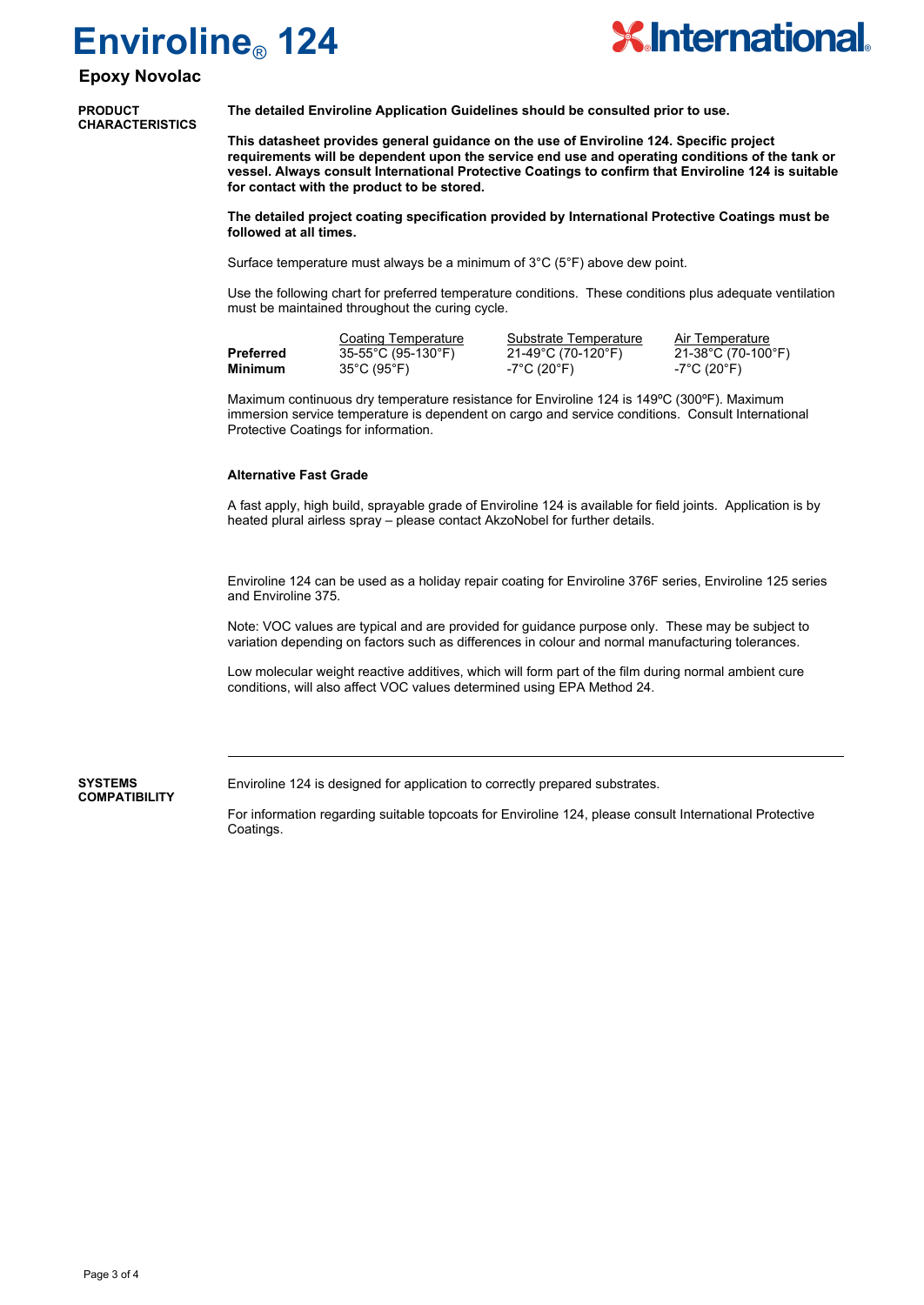# Enviroline® 124

## Epoxy Novolac

### PRODUCT CHARACTERISTICS

**The detailed Enviroline Application Guidelines should be consulted prior to use.**

**This datasheet provides general guidance on the use of Enviroline 124. Specific project requirements will be dependent upon the service end use and operating conditions of the tank or vessel. Always consult International Protective Coatings to confirm that Enviroline 124 is suitable for contact with the product to be stored.**

**The detailed project coating specification provided by International Protective Coatings must be followed at all times.**

Surface temperature must always be a minimum of 3°C (5°F) above dew point.

Use the following chart for preferred temperature conditions. These conditions plus adequate ventilation must be maintained throughout the curing cycle.

| | Coating Temperature | Substrate Temperature | Air Temperature |
|---|---|---|---|
| **Preferred** | 35-55°C (95-130°F) | 21-49°C (70-120°F) | 21-38°C (70-100°F) |
| **Minimum** | 35°C (95°F) | -7°C (20°F) | -7°C (20°F) |

Maximum continuous dry temperature resistance for Enviroline 124 is 149ºC (300ºF). Maximum immersion service temperature is dependent on cargo and service conditions. Consult International Protective Coatings for information.

**Alternative Fast Grade**

A fast apply, high build, sprayable grade of Enviroline 124 is available for field joints. Application is by heated plural airless spray – please contact AkzoNobel for further details.

Enviroline 124 can be used as a holiday repair coating for Enviroline 376F series, Enviroline 125 series and Enviroline 375.

Note: VOC values are typical and are provided for guidance purpose only. These may be subject to variation depending on factors such as differences in colour and normal manufacturing tolerances.

Low molecular weight reactive additives, which will form part of the film during normal ambient cure conditions, will also affect VOC values determined using EPA Method 24.

### SYSTEMS COMPATIBILITY

Enviroline 124 is designed for application to correctly prepared substrates.

For information regarding suitable topcoats for Enviroline 124, please consult International Protective Coatings.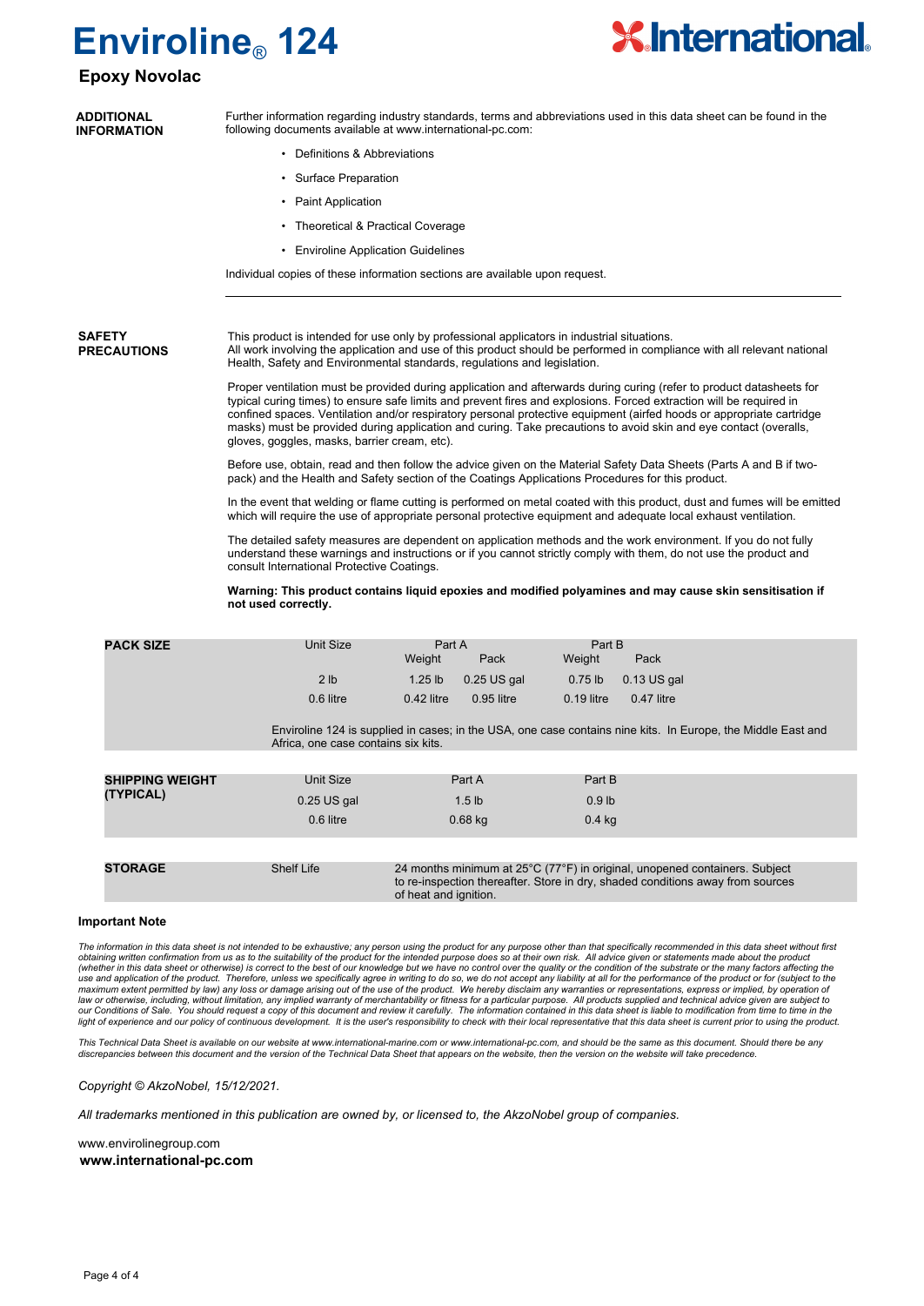# Enviroline® 124

## Epoxy Novolac

**ADDITIONAL INFORMATION**

Further information regarding industry standards, terms and abbreviations used in this data sheet can be found in the following documents available at www.international-pc.com:

- Definitions & Abbreviations
- Surface Preparation
- Paint Application
- Theoretical & Practical Coverage
- Enviroline Application Guidelines

Individual copies of these information sections are available upon request.

---

**SAFETY PRECAUTIONS**

This product is intended for use only by professional applicators in industrial situations.
All work involving the application and use of this product should be performed in compliance with all relevant national Health, Safety and Environmental standards, regulations and legislation.

Proper ventilation must be provided during application and afterwards during curing (refer to product datasheets for typical curing times) to ensure safe limits and prevent fires and explosions. Forced extraction will be required in confined spaces. Ventilation and/or respiratory personal protective equipment (airfed hoods or appropriate cartridge masks) must be provided during application and curing. Take precautions to avoid skin and eye contact (overalls, gloves, goggles, masks, barrier cream, etc).

Before use, obtain, read and then follow the advice given on the Material Safety Data Sheets (Parts A and B if two-pack) and the Health and Safety section of the Coatings Applications Procedures for this product.

In the event that welding or flame cutting is performed on metal coated with this product, dust and fumes will be emitted which will require the use of appropriate personal protective equipment and adequate local exhaust ventilation.

The detailed safety measures are dependent on application methods and the work environment. If you do not fully understand these warnings and instructions or if you cannot strictly comply with them, do not use the product and consult International Protective Coatings.

**Warning: This product contains liquid epoxies and modified polyamines and may cause skin sensitisation if not used correctly.**

**PACK SIZE**

| Unit Size | Part A | | Part B | |
|---|---|---|---|---|
| | Weight | Pack | Weight | Pack |
| 2 lb | 1.25 lb | 0.25 US gal | 0.75 lb | 0.13 US gal |
| 0.6 litre | 0.42 litre | 0.95 litre | 0.19 litre | 0.47 litre |

Enviroline 124 is supplied in cases; in the USA, one case contains nine kits. In Europe, the Middle East and Africa, one case contains six kits.

**SHIPPING WEIGHT (TYPICAL)**

| Unit Size | Part A | Part B |
|---|---|---|
| 0.25 US gal | 1.5 lb | 0.9 lb |
| 0.6 litre | 0.68 kg | 0.4 kg |

**STORAGE**

| | |
|---|---|
| Shelf Life | 24 months minimum at 25°C (77°F) in original, unopened containers. Subject to re-inspection thereafter. Store in dry, shaded conditions away from sources of heat and ignition. |

**Important Note**

*The information in this data sheet is not intended to be exhaustive; any person using the product for any purpose other than that specifically recommended in this data sheet without first obtaining written confirmation from us as to the suitability of the product for the intended purpose does so at their own risk. All advice given or statements made about the product (whether in this data sheet or otherwise) is correct to the best of our knowledge but we have no control over the quality or the condition of the substrate or the many factors affecting the use and application of the product. Therefore, unless we specifically agree in writing to do so, we do not accept any liability at all for the performance of the product or for (subject to the maximum extent permitted by law) any loss or damage arising out of the use of the product. We hereby disclaim any warranties or representations, express or implied, by operation of law or otherwise, including, without limitation, any implied warranty of merchantability or fitness for a particular purpose. All products supplied and technical advice given are subject to our Conditions of Sale. You should request a copy of this document and review it carefully. The information contained in this data sheet is liable to modification from time to time in the light of experience and our policy of continuous development. It is the user's responsibility to check with their local representative that this data sheet is current prior to using the product.*

*This Technical Data Sheet is available on our website at www.international-marine.com or www.international-pc.com, and should be the same as this document. Should there be any discrepancies between this document and the version of the Technical Data Sheet that appears on the website, then the version on the website will take precedence.*

*Copyright © AkzoNobel, 15/12/2021.*

*All trademarks mentioned in this publication are owned by, or licensed to, the AkzoNobel group of companies.*

www.envirolinegroup.com
**www.international-pc.com**